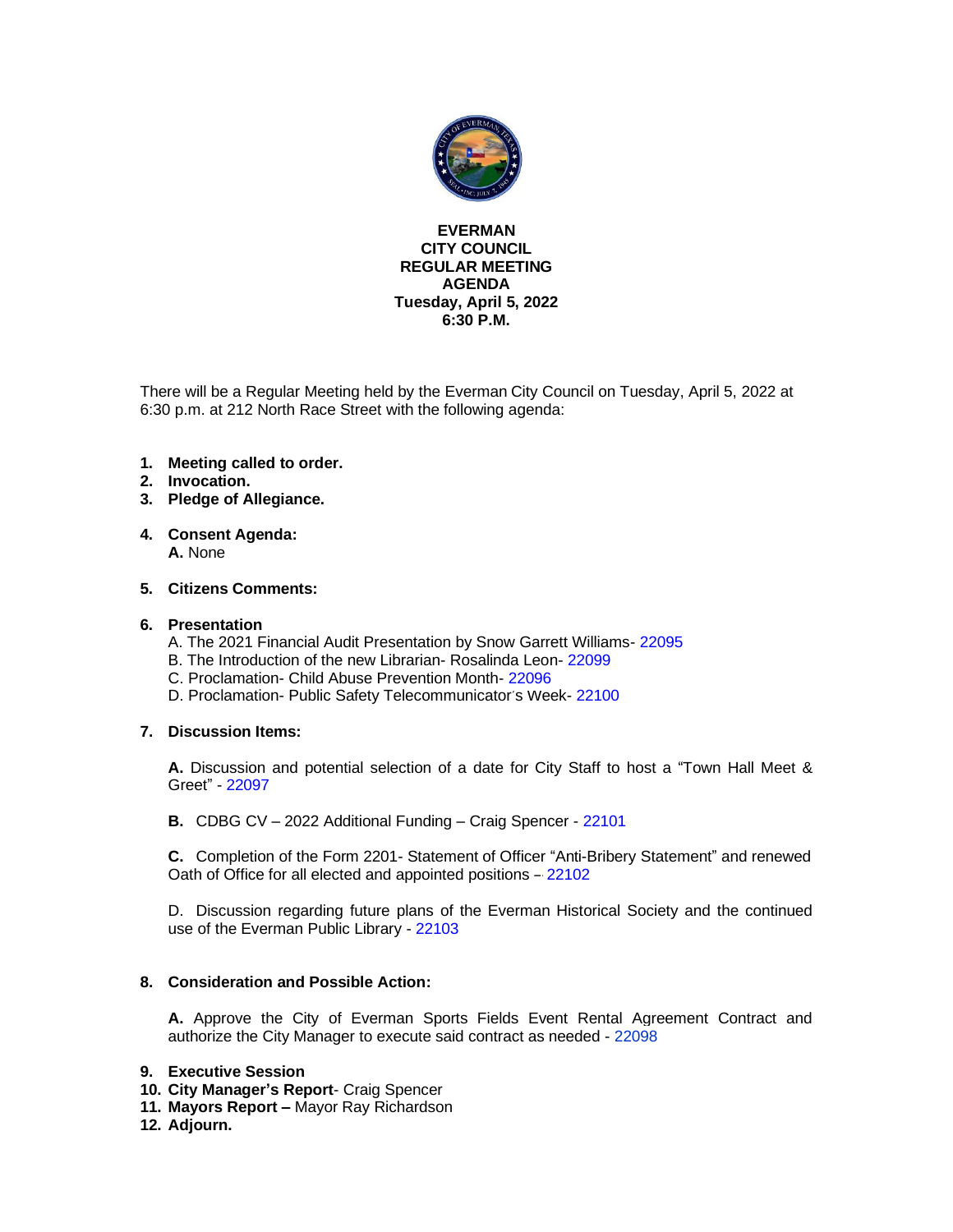# EVERMAN
# CITY COUNCIL
# REGULAR MEETING
# AGENDA
**Tuesday, April 5, 2022**
**6:30 P.M.**

There will be a Regular Meeting held by the Everman City Council on Tuesday, April 5, 2022 at 6:30 p.m. at 212 North Race Street with the following agenda:

1. **Meeting called to order.**
2. **Invocation.**
3. **Pledge of Allegiance.**
4. **Consent Agenda:**
   **A.** None
5. **Citizens Comments:**
6. **Presentation**
   A. The 2021 Financial Audit Presentation by Snow Garrett Williams- 22095
   B. The Introduction of the new Librarian- Rosalinda Leon- 22099
   C. Proclamation- Child Abuse Prevention Month- 22096
   D. Proclamation- Public Safety Telecommunicator's Week- 22100
7. **Discussion Items:**

   **A.** Discussion and potential selection of a date for City Staff to host a "Town Hall Meet & Greet" - 22097

   **B.** CDBG CV – 2022 Additional Funding – Craig Spencer - 22101

   **C.** Completion of the Form 2201- Statement of Officer "Anti-Bribery Statement" and renewed Oath of Office for all elected and appointed positions – 22102

   D. Discussion regarding future plans of the Everman Historical Society and the continued use of the Everman Public Library - 22103

8. **Consideration and Possible Action:**

   **A.** Approve the City of Everman Sports Fields Event Rental Agreement Contract and authorize the City Manager to execute said contract as needed - 22098

9. **Executive Session**
10. **City Manager's Report**- Craig Spencer
11. **Mayors Report –** Mayor Ray Richardson
12. **Adjourn.**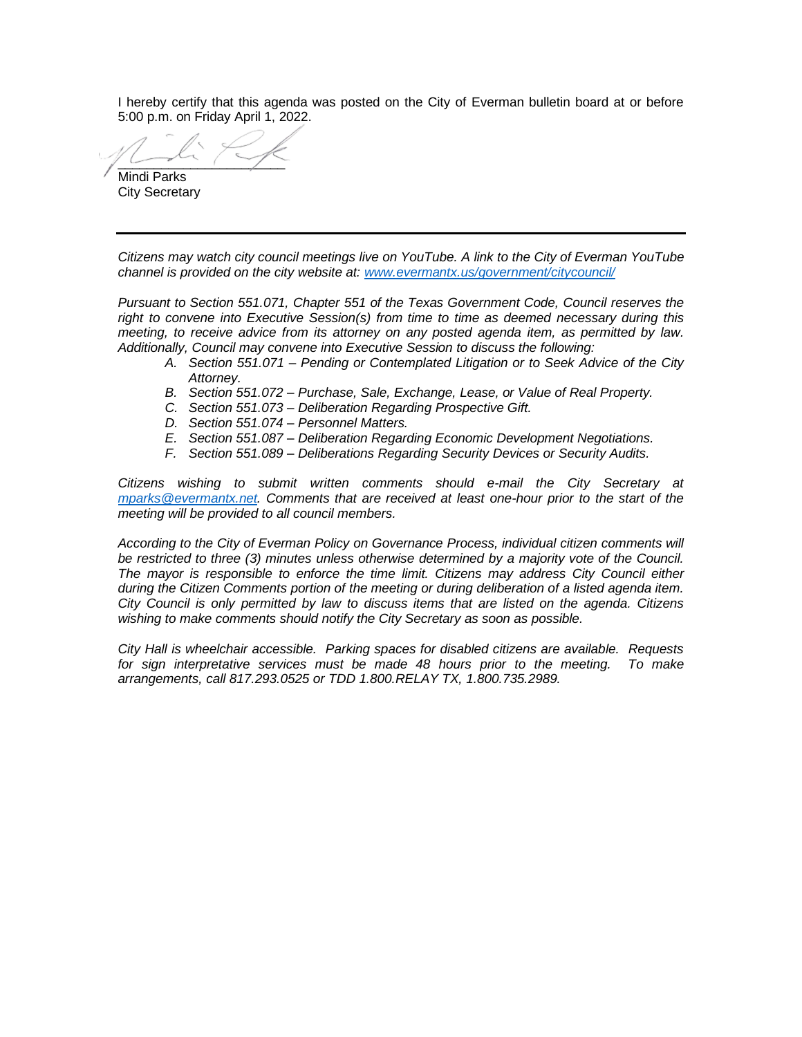I hereby certify that this agenda was posted on the City of Everman bulletin board at or before 5:00 p.m. on Friday April 1, 2022.

\_\_\_\_\_\_\_\_\_\_\_\_\_\_\_\_\_\_\_\_\_\_

Mindi Parks
City Secretary

---

*Citizens may watch city council meetings live on YouTube. A link to the City of Everman YouTube channel is provided on the city website at: [www.evermantx.us/government/citycouncil/](www.evermantx.us/government/citycouncil/)*

*Pursuant to Section 551.071, Chapter 551 of the Texas Government Code, Council reserves the right to convene into Executive Session(s) from time to time as deemed necessary during this meeting, to receive advice from its attorney on any posted agenda item, as permitted by law. Additionally, Council may convene into Executive Session to discuss the following:*

*A. Section 551.071 – Pending or Contemplated Litigation or to Seek Advice of the City Attorney.*
*B. Section 551.072 – Purchase, Sale, Exchange, Lease, or Value of Real Property.*
*C. Section 551.073 – Deliberation Regarding Prospective Gift.*
*D. Section 551.074 – Personnel Matters.*
*E. Section 551.087 – Deliberation Regarding Economic Development Negotiations.*
*F. Section 551.089 – Deliberations Regarding Security Devices or Security Audits.*

*Citizens wishing to submit written comments should e-mail the City Secretary at [mparks@evermantx.net](mailto:mparks@evermantx.net). Comments that are received at least one-hour prior to the start of the meeting will be provided to all council members.*

*According to the City of Everman Policy on Governance Process, individual citizen comments will be restricted to three (3) minutes unless otherwise determined by a majority vote of the Council. The mayor is responsible to enforce the time limit. Citizens may address City Council either during the Citizen Comments portion of the meeting or during deliberation of a listed agenda item. City Council is only permitted by law to discuss items that are listed on the agenda. Citizens wishing to make comments should notify the City Secretary as soon as possible.*

*City Hall is wheelchair accessible. Parking spaces for disabled citizens are available. Requests for sign interpretative services must be made 48 hours prior to the meeting. To make arrangements, call 817.293.0525 or TDD 1.800.RELAY TX, 1.800.735.2989.*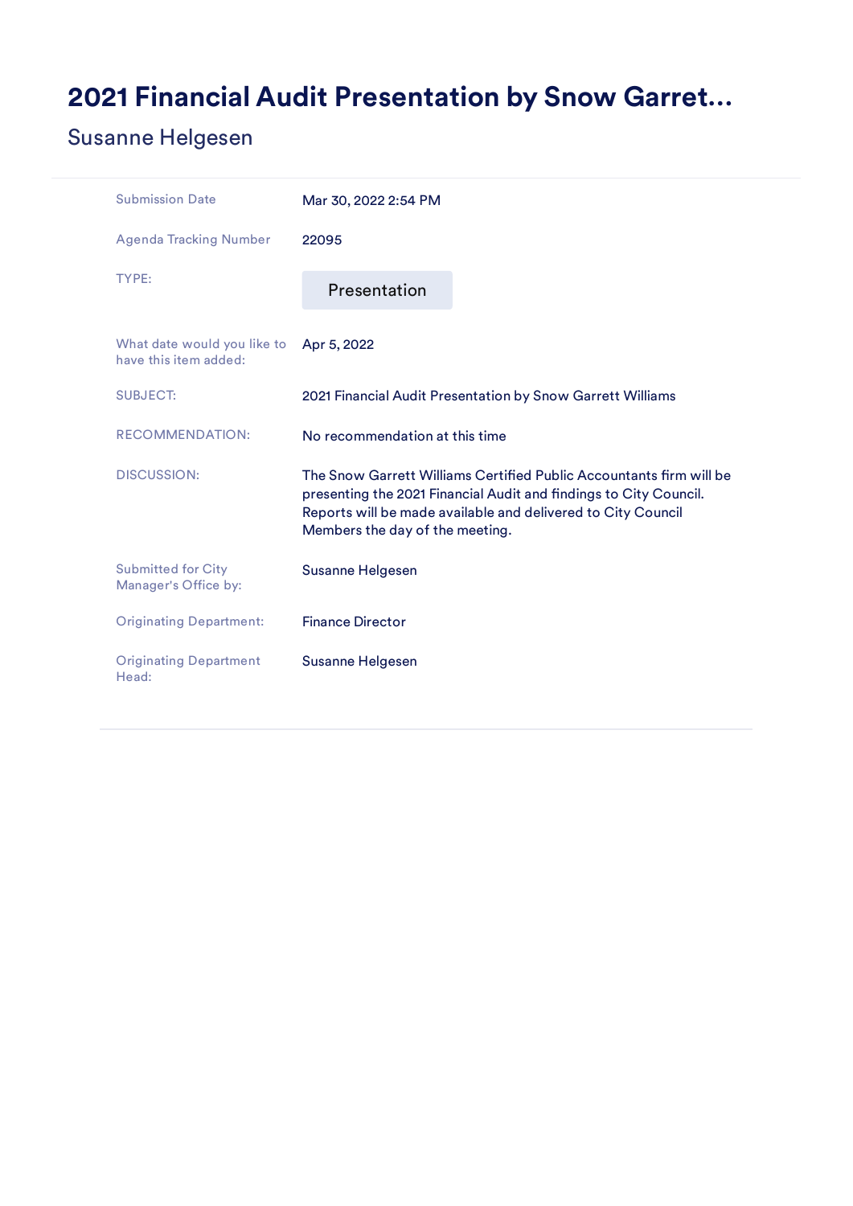# 2021 Financial Audit Presentation by Snow Garret...

## Susanne Helgesen

| | |
|---|---|
| Submission Date | Mar 30, 2022 2:54 PM |
| Agenda Tracking Number | 22095 |
| TYPE: | Presentation |
| What date would you like to have this item added: | Apr 5, 2022 |
| SUBJECT: | 2021 Financial Audit Presentation by Snow Garrett Williams |
| RECOMMENDATION: | No recommendation at this time |
| DISCUSSION: | The Snow Garrett Williams Certified Public Accountants firm will be presenting the 2021 Financial Audit and findings to City Council. Reports will be made available and delivered to City Council Members the day of the meeting. |
| Submitted for City Manager's Office by: | Susanne Helgesen |
| Originating Department: | Finance Director |
| Originating Department Head: | Susanne Helgesen |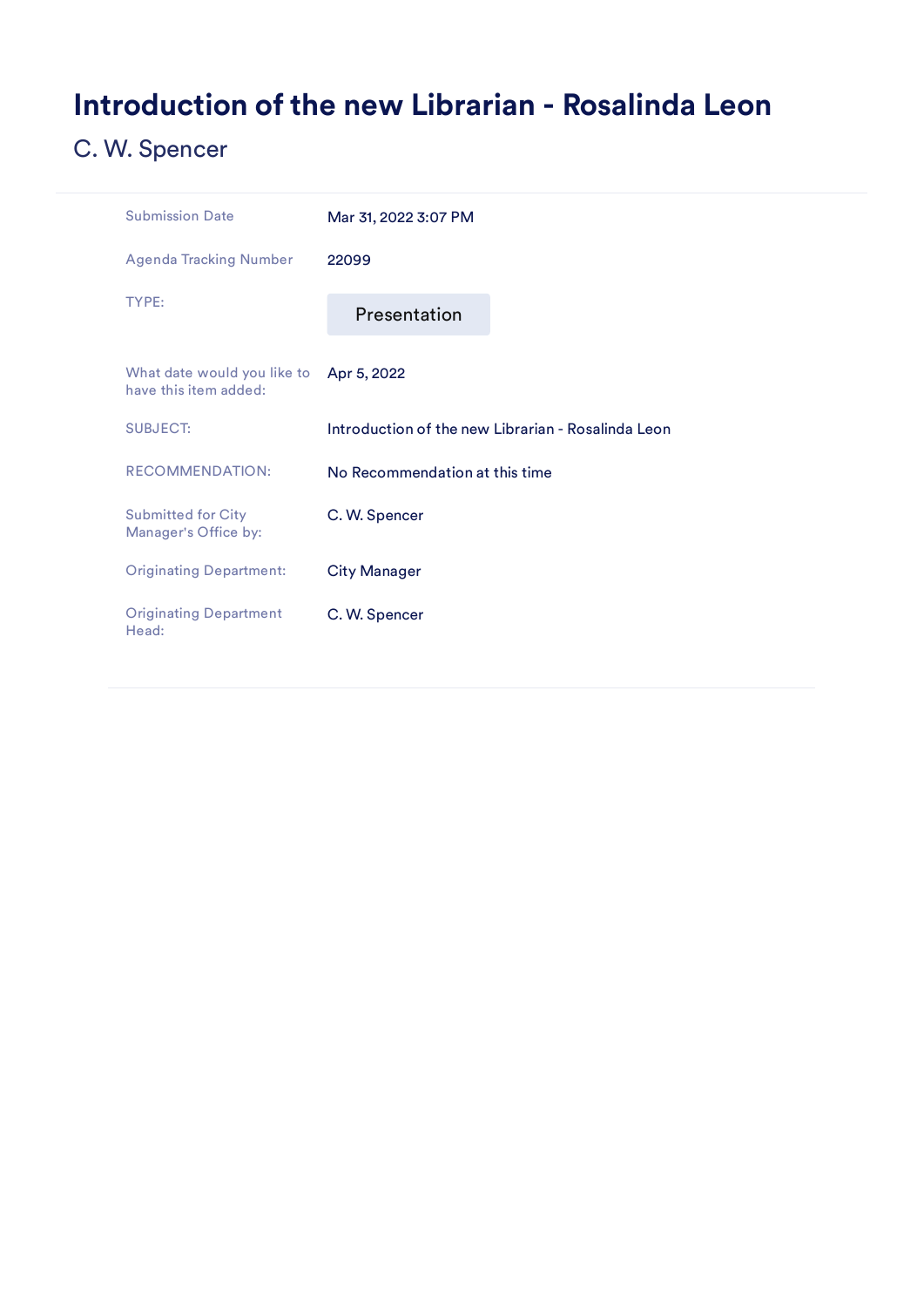# Introduction of the new Librarian - Rosalinda Leon

C. W. Spencer

| | |
|---|---|
| Submission Date | Mar 31, 2022 3:07 PM |
| Agenda Tracking Number | 22099 |
| TYPE: | Presentation |
| What date would you like to have this item added: | Apr 5, 2022 |
| SUBJECT: | Introduction of the new Librarian - Rosalinda Leon |
| RECOMMENDATION: | No Recommendation at this time |
| Submitted for City Manager's Office by: | C. W. Spencer |
| Originating Department: | City Manager |
| Originating Department Head: | C. W. Spencer |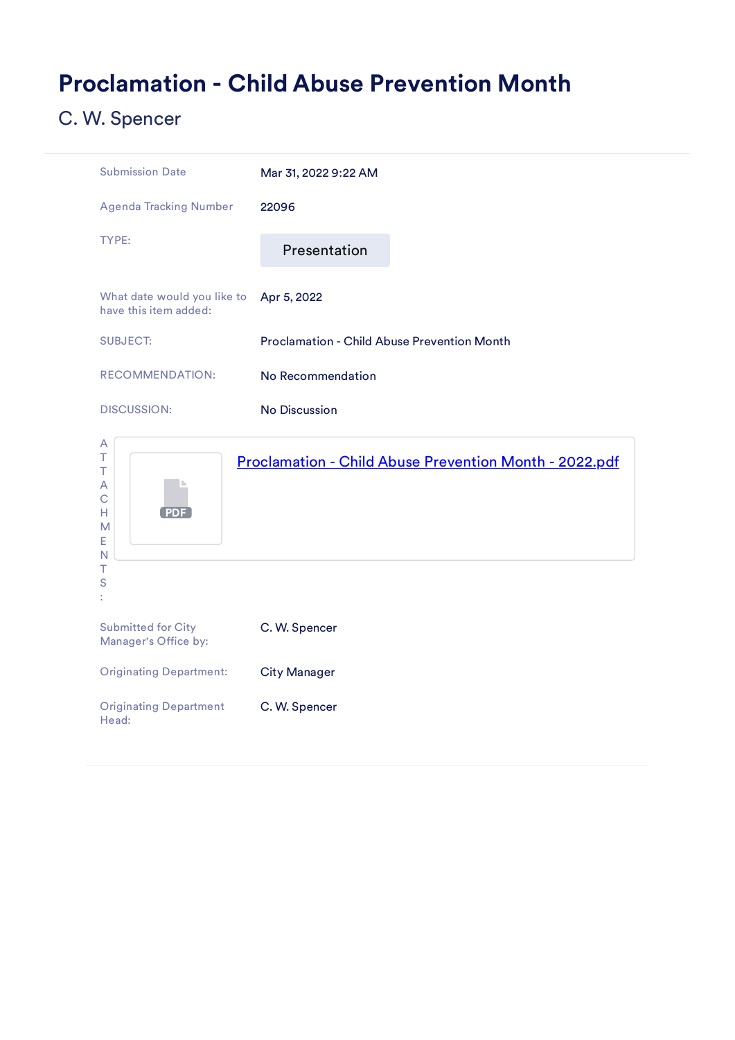# Proclamation - Child Abuse Prevention Month

C. W. Spencer

| | |
|---|---|
| Submission Date | Mar 31, 2022 9:22 AM |
| Agenda Tracking Number | 22096 |
| TYPE: | Presentation |
| What date would you like to have this item added: | Apr 5, 2022 |
| SUBJECT: | Proclamation - Child Abuse Prevention Month |
| RECOMMENDATION: | No Recommendation |
| DISCUSSION: | No Discussion |
| ATTACHMENTS: | Proclamation - Child Abuse Prevention Month - 2022.pdf |
| Submitted for City Manager's Office by: | C. W. Spencer |
| Originating Department: | City Manager |
| Originating Department Head: | C. W. Spencer |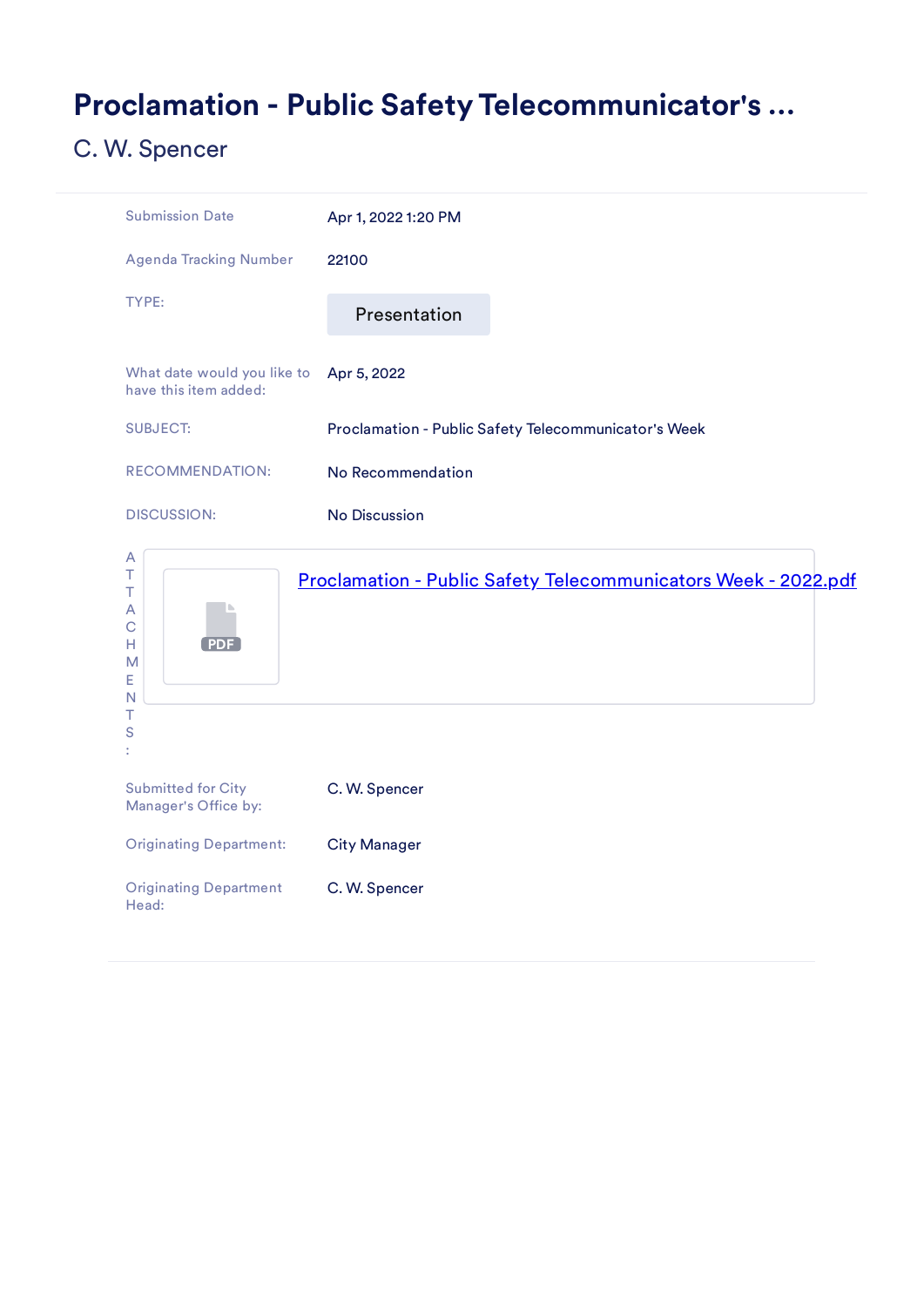# Proclamation - Public Safety Telecommunicator's ...

C. W. Spencer

| | |
|---|---|
| Submission Date | Apr 1, 2022 1:20 PM |
| Agenda Tracking Number | 22100 |
| TYPE: | Presentation |
| What date would you like to have this item added: | Apr 5, 2022 |
| SUBJECT: | Proclamation - Public Safety Telecommunicator's Week |
| RECOMMENDATION: | No Recommendation |
| DISCUSSION: | No Discussion |
| ATTACHMENTS: | Proclamation - Public Safety Telecommunicators Week - 2022.pdf |
| Submitted for City Manager's Office by: | C. W. Spencer |
| Originating Department: | City Manager |
| Originating Department Head: | C. W. Spencer |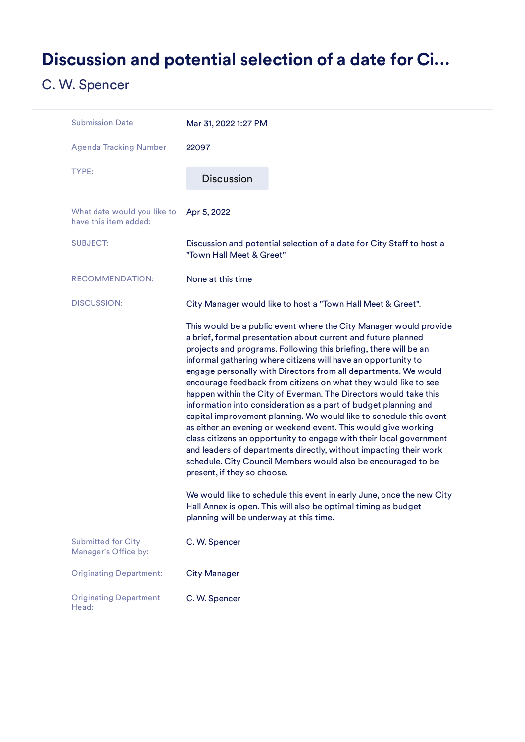# Discussion and potential selection of a date for Ci...

## C. W. Spencer

| | |
|---|---|
| Submission Date | Mar 31, 2022 1:27 PM |
| Agenda Tracking Number | 22097 |
| TYPE: | Discussion |
| What date would you like to have this item added: | Apr 5, 2022 |
| SUBJECT: | Discussion and potential selection of a date for City Staff to host a "Town Hall Meet & Greet" |
| RECOMMENDATION: | None at this time |
| DISCUSSION: | City Manager would like to host a "Town Hall Meet & Greet".<br><br>This would be a public event where the City Manager would provide a brief, formal presentation about current and future planned projects and programs. Following this briefing, there will be an informal gathering where citizens will have an opportunity to engage personally with Directors from all departments. We would encourage feedback from citizens on what they would like to see happen within the City of Everman. The Directors would take this information into consideration as a part of budget planning and capital improvement planning. We would like to schedule this event as either an evening or weekend event. This would give working class citizens an opportunity to engage with their local government and leaders of departments directly, without impacting their work schedule. City Council Members would also be encouraged to be present, if they so choose.<br><br>We would like to schedule this event in early June, once the new City Hall Annex is open. This will also be optimal timing as budget planning will be underway at this time. |
| Submitted for City Manager's Office by: | C. W. Spencer |
| Originating Department: | City Manager |
| Originating Department Head: | C. W. Spencer |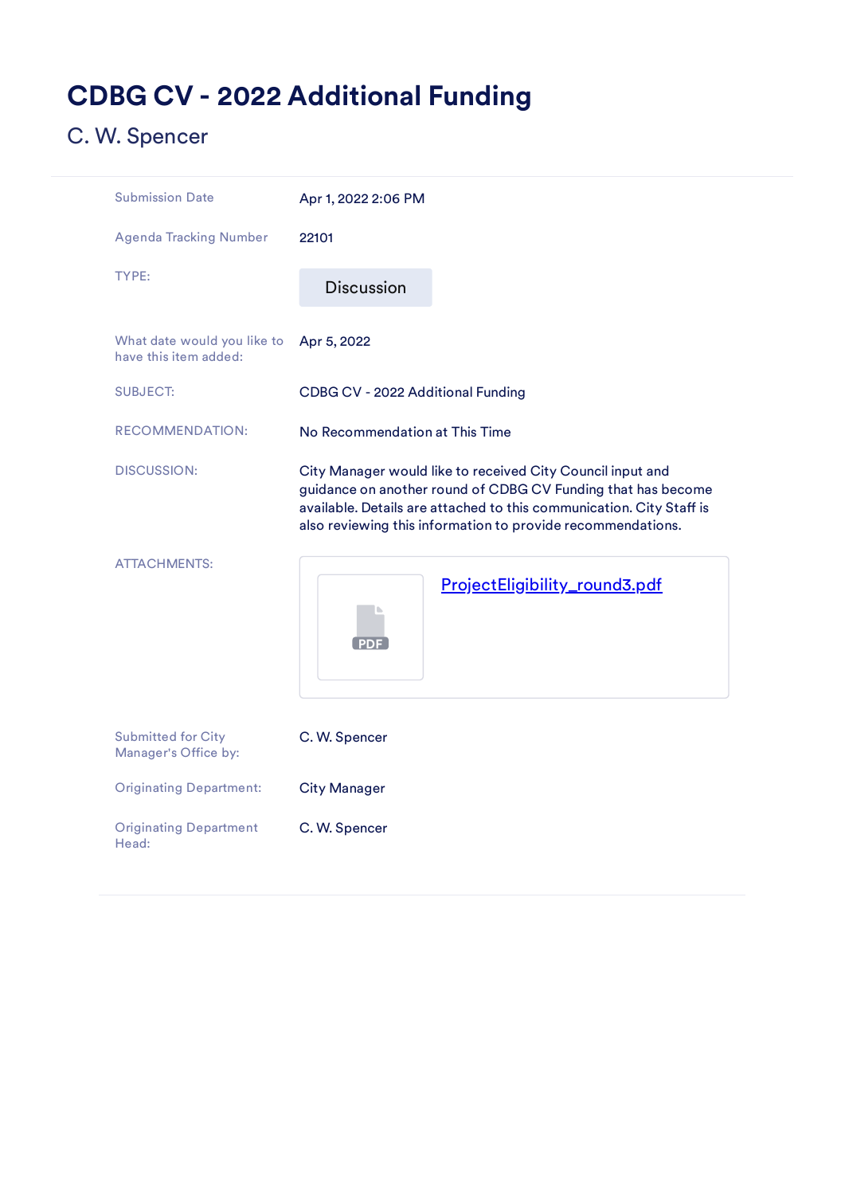# CDBG CV - 2022 Additional Funding

C. W. Spencer

| | |
|---|---|
| Submission Date | Apr 1, 2022 2:06 PM |
| Agenda Tracking Number | 22101 |
| TYPE: | Discussion |
| What date would you like to have this item added: | Apr 5, 2022 |
| SUBJECT: | CDBG CV - 2022 Additional Funding |
| RECOMMENDATION: | No Recommendation at This Time |
| DISCUSSION: | City Manager would like to received City Council input and guidance on another round of CDBG CV Funding that has become available. Details are attached to this communication. City Staff is also reviewing this information to provide recommendations. |
| ATTACHMENTS: | PDF ProjectEligibility_round3.pdf |
| Submitted for City Manager's Office by: | C. W. Spencer |
| Originating Department: | City Manager |
| Originating Department Head: | C. W. Spencer |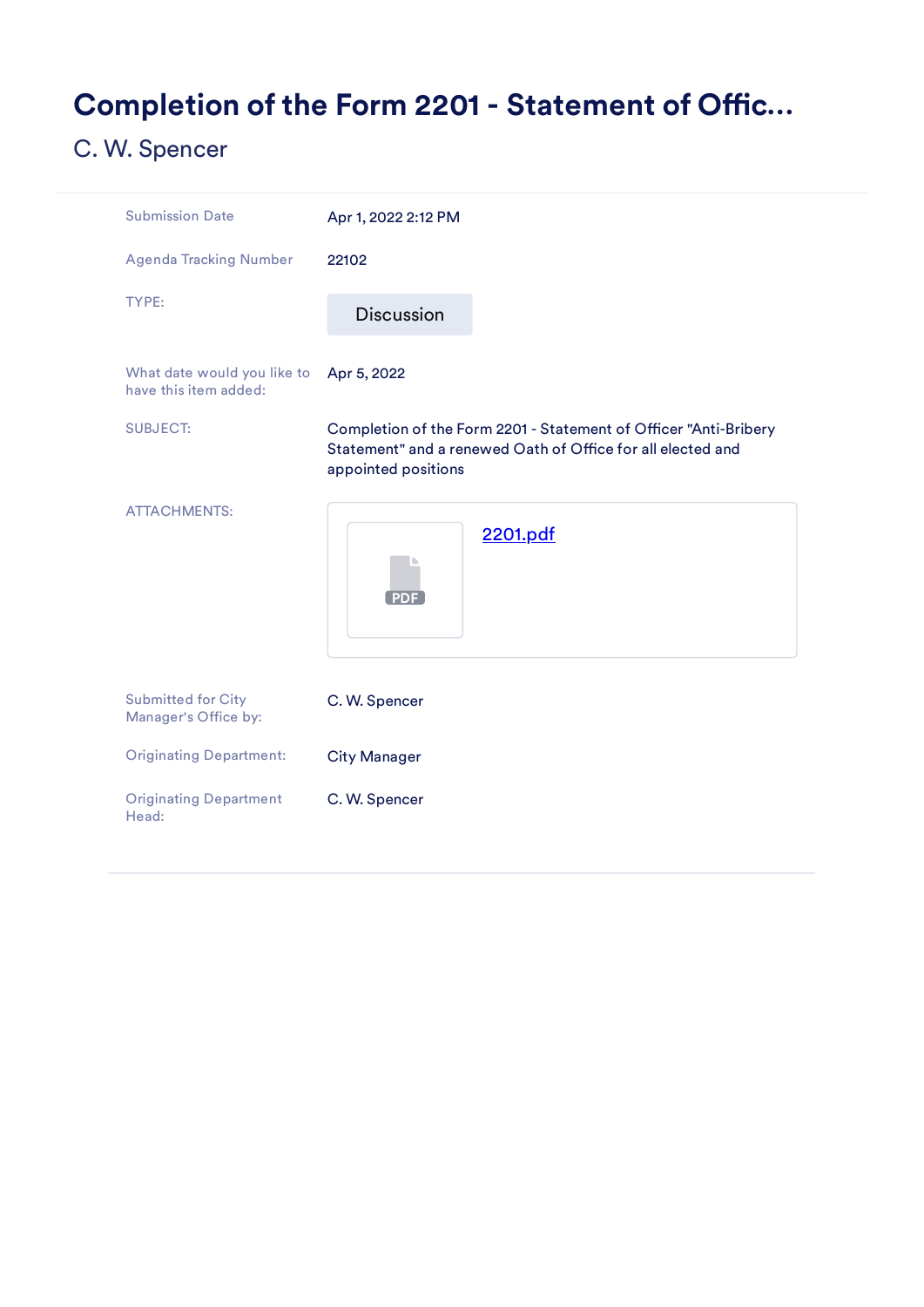# Completion of the Form 2201 - Statement of Offic...

C. W. Spencer

| | |
|---|---|
| Submission Date | Apr 1, 2022 2:12 PM |
| Agenda Tracking Number | 22102 |
| TYPE: | Discussion |
| What date would you like to have this item added: | Apr 5, 2022 |
| SUBJECT: | Completion of the Form 2201 - Statement of Officer "Anti-Bribery Statement" and a renewed Oath of Office for all elected and appointed positions |
| ATTACHMENTS: | 2201.pdf |
| Submitted for City Manager's Office by: | C. W. Spencer |
| Originating Department: | City Manager |
| Originating Department Head: | C. W. Spencer |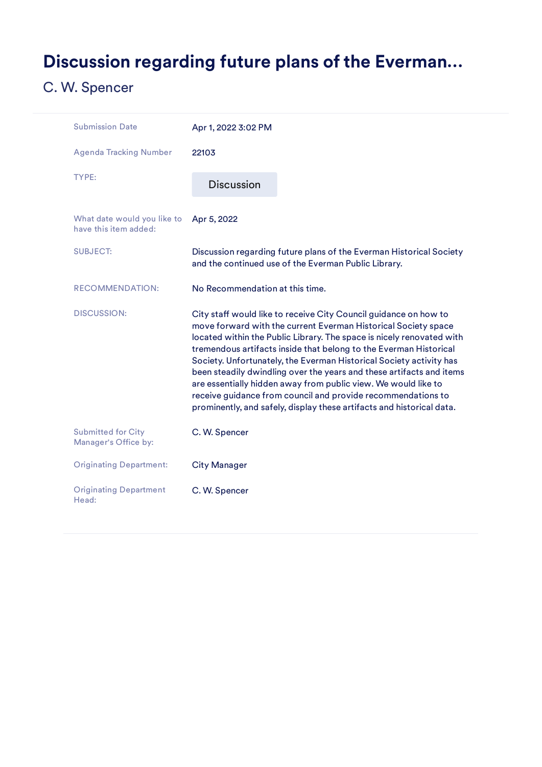# Discussion regarding future plans of the Everman...

C. W. Spencer

| | |
|---|---|
| Submission Date | Apr 1, 2022 3:02 PM |
| Agenda Tracking Number | 22103 |
| TYPE: | Discussion |
| What date would you like to have this item added: | Apr 5, 2022 |
| SUBJECT: | Discussion regarding future plans of the Everman Historical Society and the continued use of the Everman Public Library. |
| RECOMMENDATION: | No Recommendation at this time. |
| DISCUSSION: | City staff would like to receive City Council guidance on how to move forward with the current Everman Historical Society space located within the Public Library. The space is nicely renovated with tremendous artifacts inside that belong to the Everman Historical Society. Unfortunately, the Everman Historical Society activity has been steadily dwindling over the years and these artifacts and items are essentially hidden away from public view. We would like to receive guidance from council and provide recommendations to prominently, and safely, display these artifacts and historical data. |
| Submitted for City Manager's Office by: | C. W. Spencer |
| Originating Department: | City Manager |
| Originating Department Head: | C. W. Spencer |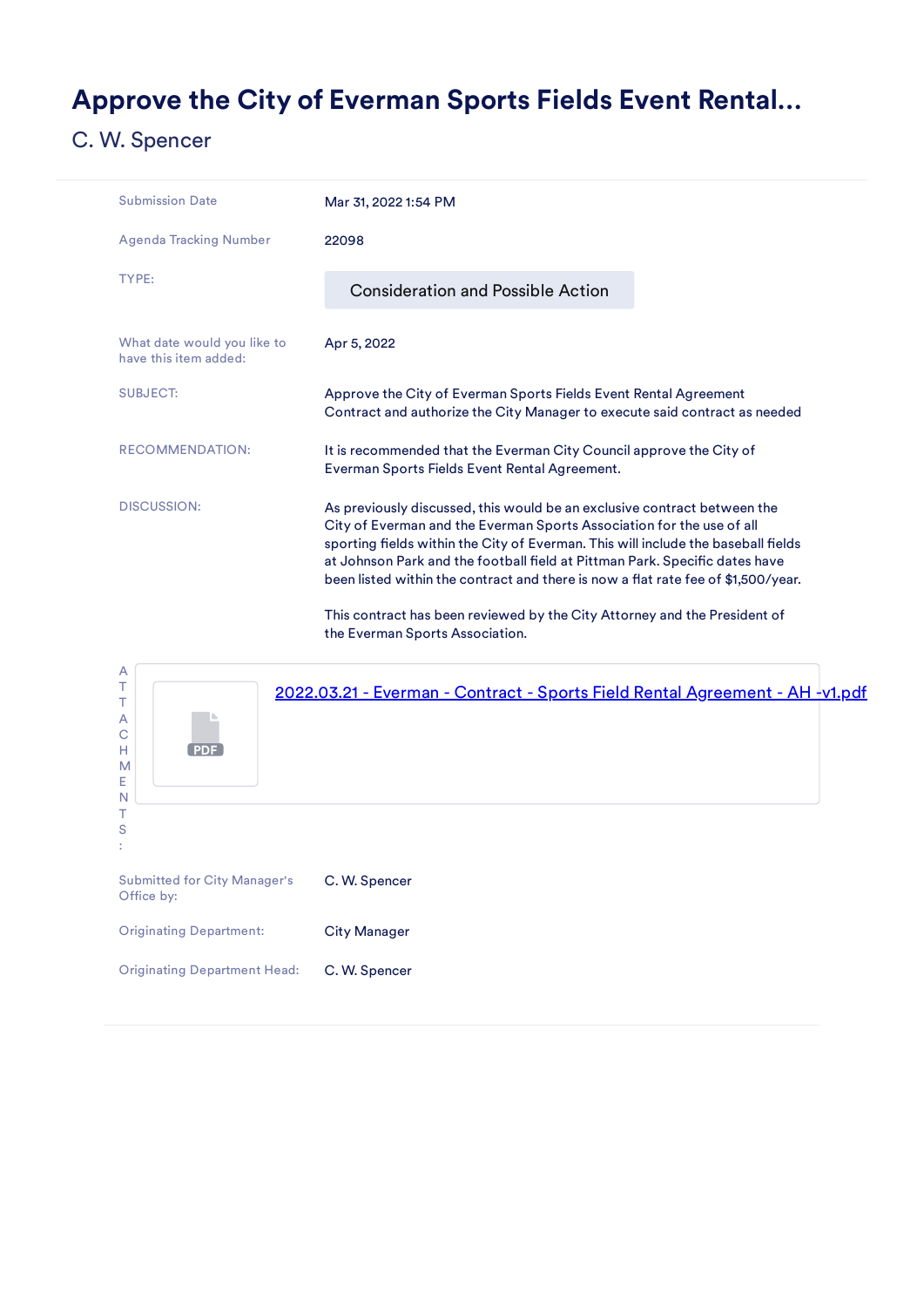# Approve the City of Everman Sports Fields Event Rental...

C. W. Spencer

| | |
|---|---|
| Submission Date | Mar 31, 2022 1:54 PM |
| Agenda Tracking Number | 22098 |
| TYPE: | Consideration and Possible Action |
| What date would you like to have this item added: | Apr 5, 2022 |
| SUBJECT: | Approve the City of Everman Sports Fields Event Rental Agreement Contract and authorize the City Manager to execute said contract as needed |
| RECOMMENDATION: | It is recommended that the Everman City Council approve the City of Everman Sports Fields Event Rental Agreement. |
| DISCUSSION: | As previously discussed, this would be an exclusive contract between the City of Everman and the Everman Sports Association for the use of all sporting fields within the City of Everman. This will include the baseball fields at Johnson Park and the football field at Pittman Park. Specific dates have been listed within the contract and there is now a flat rate fee of $1,500/year.<br><br>This contract has been reviewed by the City Attorney and the President of the Everman Sports Association. |
| ATTACHMENTS: | 2022.03.21 - Everman - Contract - Sports Field Rental Agreement - AH -v1.pdf |
| Submitted for City Manager's Office by: | C. W. Spencer |
| Originating Department: | City Manager |
| Originating Department Head: | C. W. Spencer |